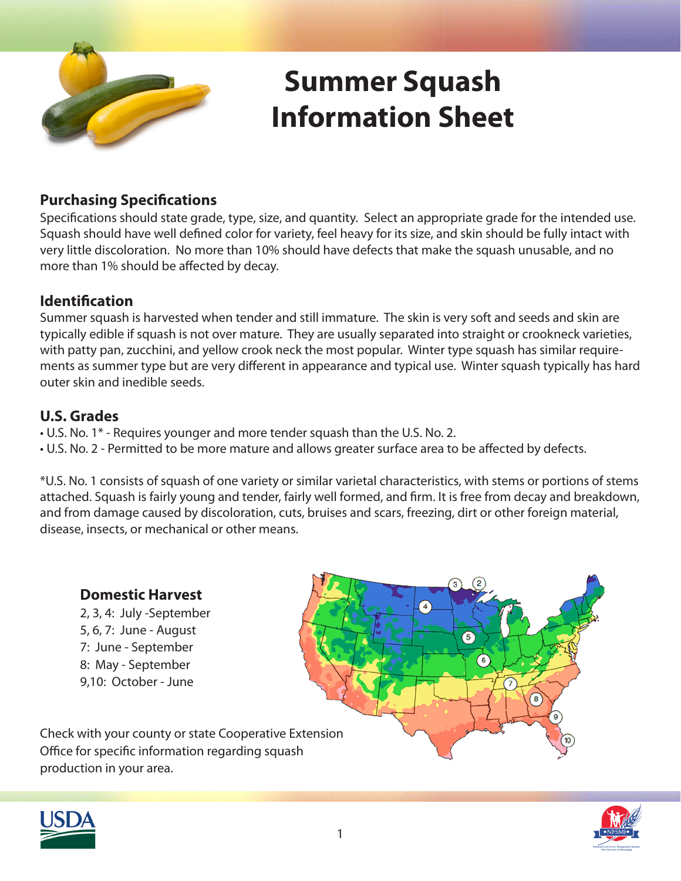# Summer Squash Information Sheet

## Purchasing Specifications

Specifications should state grade, type, size, and quantity. Select an appropriate grade for the intended use. Squash should have well defined color for variety, feel heavy for its size, and skin should be fully intact with very little discoloration. No more than 10% should have defects that make the squash unusable, and no more than 1% should be affected by decay.

## Identification

Summer squash is harvested when tender and still immature. The skin is very soft and seeds and skin are typically edible if squash is not over mature. They are usually separated into straight or crookneck varieties, with patty pan, zucchini, and yellow crook neck the most popular. Winter type squash has similar requirements as summer type but are very different in appearance and typical use. Winter squash typically has hard outer skin and inedible seeds.

## U.S. Grades

- U.S. No. 1* - Requires younger and more tender squash than the U.S. No. 2.
- U.S. No. 2 - Permitted to be more mature and allows greater surface area to be affected by defects.

*U.S. No. 1 consists of squash of one variety or similar varietal characteristics, with stems or portions of stems attached. Squash is fairly young and tender, fairly well formed, and firm. It is free from decay and breakdown, and from damage caused by discoloration, cuts, bruises and scars, freezing, dirt or other foreign material, disease, insects, or mechanical or other means.

## Domestic Harvest

2, 3, 4: July -September
5, 6, 7: June - August
7: June - September
8: May - September
9,10: October - June

Check with your county or state Cooperative Extension Office for specific information regarding squash production in your area.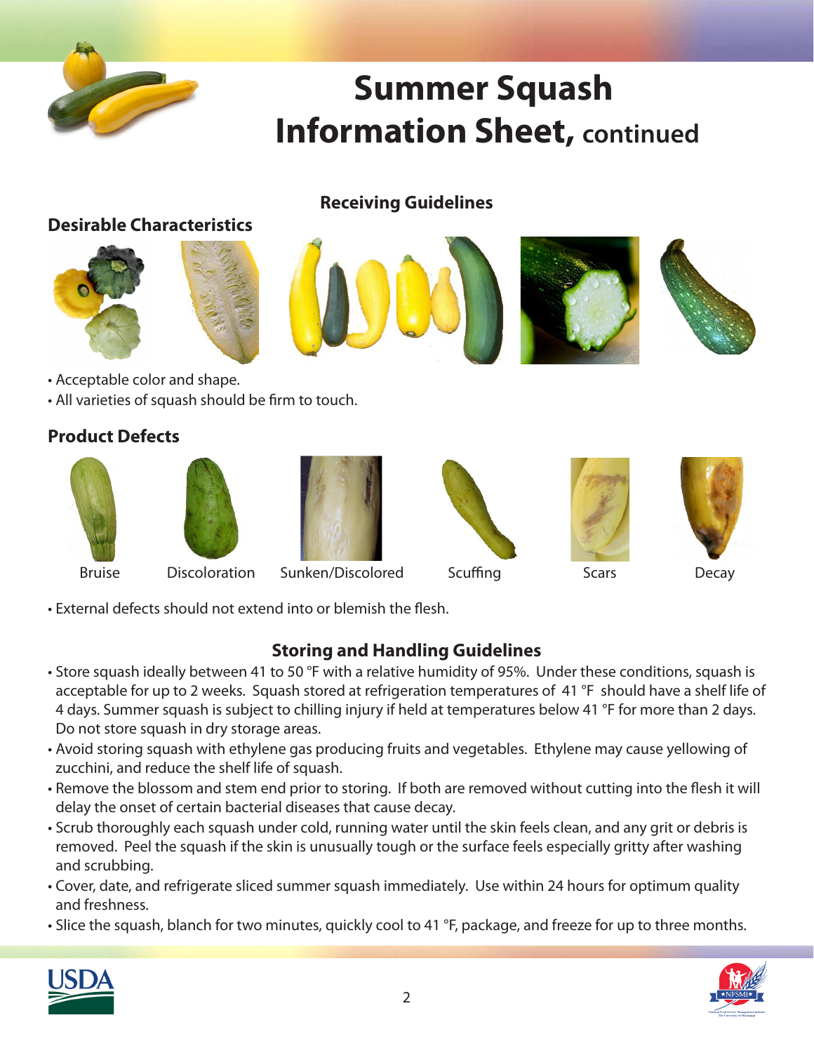# Summer Squash Information Sheet, continued

## Receiving Guidelines

### Desirable Characteristics

- Acceptable color and shape.
- All varieties of squash should be firm to touch.

### Product Defects

Bruise

Discoloration

Sunken/Discolored

Scuffing

Scars

Decay

- External defects should not extend into or blemish the flesh.

## Storing and Handling Guidelines

- Store squash ideally between 41 to 50 °F with a relative humidity of 95%. Under these conditions, squash is acceptable for up to 2 weeks. Squash stored at refrigeration temperatures of 41 °F should have a shelf life of 4 days. Summer squash is subject to chilling injury if held at temperatures below 41 °F for more than 2 days. Do not store squash in dry storage areas.
- Avoid storing squash with ethylene gas producing fruits and vegetables. Ethylene may cause yellowing of zucchini, and reduce the shelf life of squash.
- Remove the blossom and stem end prior to storing. If both are removed without cutting into the flesh it will delay the onset of certain bacterial diseases that cause decay.
- Scrub thoroughly each squash under cold, running water until the skin feels clean, and any grit or debris is removed. Peel the squash if the skin is unusually tough or the surface feels especially gritty after washing and scrubbing.
- Cover, date, and refrigerate sliced summer squash immediately. Use within 24 hours for optimum quality and freshness.
- Slice the squash, blanch for two minutes, quickly cool to 41 °F, package, and freeze for up to three months.